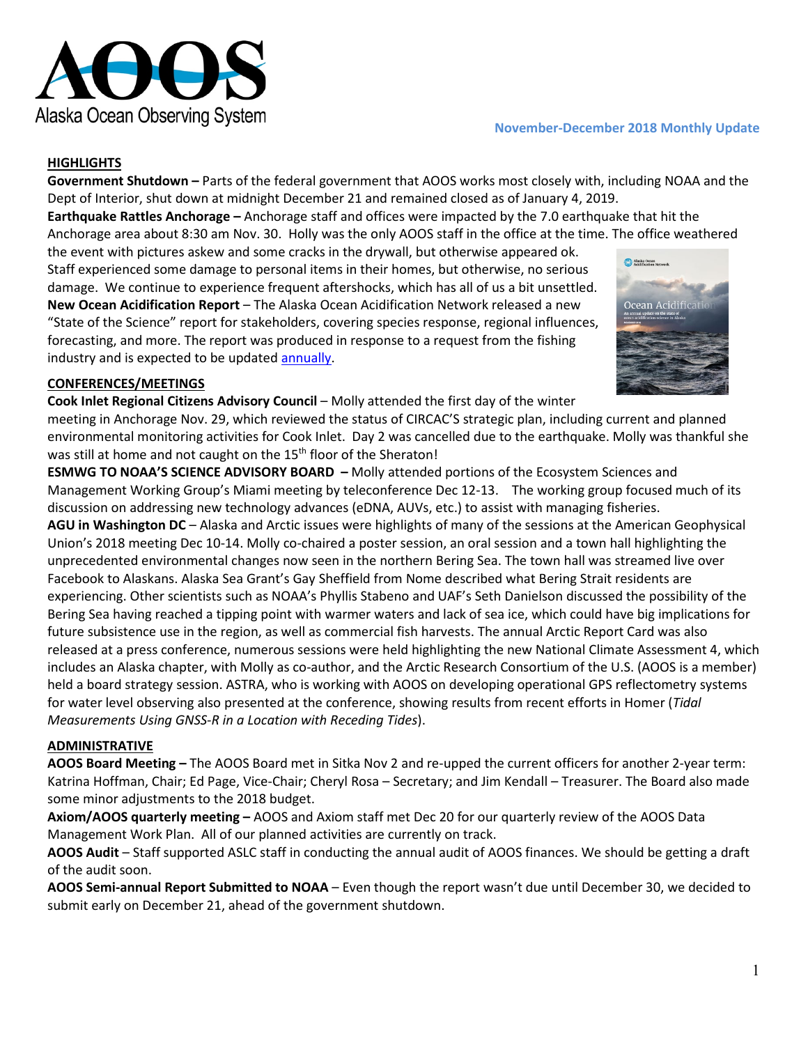AOOS Alaska Ocean Observing System

**November-December 2018 Monthly Update**

## HIGHLIGHTS

**Government Shutdown –** Parts of the federal government that AOOS works most closely with, including NOAA and the Dept of Interior, shut down at midnight December 21 and remained closed as of January 4, 2019.

**Earthquake Rattles Anchorage –** Anchorage staff and offices were impacted by the 7.0 earthquake that hit the Anchorage area about 8:30 am Nov. 30. Holly was the only AOOS staff in the office at the time. The office weathered the event with pictures askew and some cracks in the drywall, but otherwise appeared ok. Staff experienced some damage to personal items in their homes, but otherwise, no serious damage. We continue to experience frequent aftershocks, which has all of us a bit unsettled.

**New Ocean Acidification Report** – The Alaska Ocean Acidification Network released a new "State of the Science" report for stakeholders, covering species response, regional influences, forecasting, and more. The report was produced in response to a request from the fishing industry and is expected to be updated annually.

## CONFERENCES/MEETINGS

**Cook Inlet Regional Citizens Advisory Council** – Molly attended the first day of the winter meeting in Anchorage Nov. 29, which reviewed the status of CIRCAC'S strategic plan, including current and planned environmental monitoring activities for Cook Inlet. Day 2 was cancelled due to the earthquake. Molly was thankful she was still at home and not caught on the 15th floor of the Sheraton!

**ESMWG TO NOAA'S SCIENCE ADVISORY BOARD –** Molly attended portions of the Ecosystem Sciences and Management Working Group's Miami meeting by teleconference Dec 12-13. The working group focused much of its discussion on addressing new technology advances (eDNA, AUVs, etc.) to assist with managing fisheries.

**AGU in Washington DC** – Alaska and Arctic issues were highlights of many of the sessions at the American Geophysical Union's 2018 meeting Dec 10-14. Molly co-chaired a poster session, an oral session and a town hall highlighting the unprecedented environmental changes now seen in the northern Bering Sea. The town hall was streamed live over Facebook to Alaskans. Alaska Sea Grant's Gay Sheffield from Nome described what Bering Strait residents are experiencing. Other scientists such as NOAA's Phyllis Stabeno and UAF's Seth Danielson discussed the possibility of the Bering Sea having reached a tipping point with warmer waters and lack of sea ice, which could have big implications for future subsistence use in the region, as well as commercial fish harvests. The annual Arctic Report Card was also released at a press conference, numerous sessions were held highlighting the new National Climate Assessment 4, which includes an Alaska chapter, with Molly as co-author, and the Arctic Research Consortium of the U.S. (AOOS is a member) held a board strategy session. ASTRA, who is working with AOOS on developing operational GPS reflectometry systems for water level observing also presented at the conference, showing results from recent efforts in Homer (*Tidal Measurements Using GNSS-R in a Location with Receding Tides*).

## ADMINISTRATIVE

**AOOS Board Meeting –** The AOOS Board met in Sitka Nov 2 and re-upped the current officers for another 2-year term: Katrina Hoffman, Chair; Ed Page, Vice-Chair; Cheryl Rosa – Secretary; and Jim Kendall – Treasurer. The Board also made some minor adjustments to the 2018 budget.

**Axiom/AOOS quarterly meeting –** AOOS and Axiom staff met Dec 20 for our quarterly review of the AOOS Data Management Work Plan. All of our planned activities are currently on track.

**AOOS Audit** – Staff supported ASLC staff in conducting the annual audit of AOOS finances. We should be getting a draft of the audit soon.

**AOOS Semi-annual Report Submitted to NOAA** – Even though the report wasn't due until December 30, we decided to submit early on December 21, ahead of the government shutdown.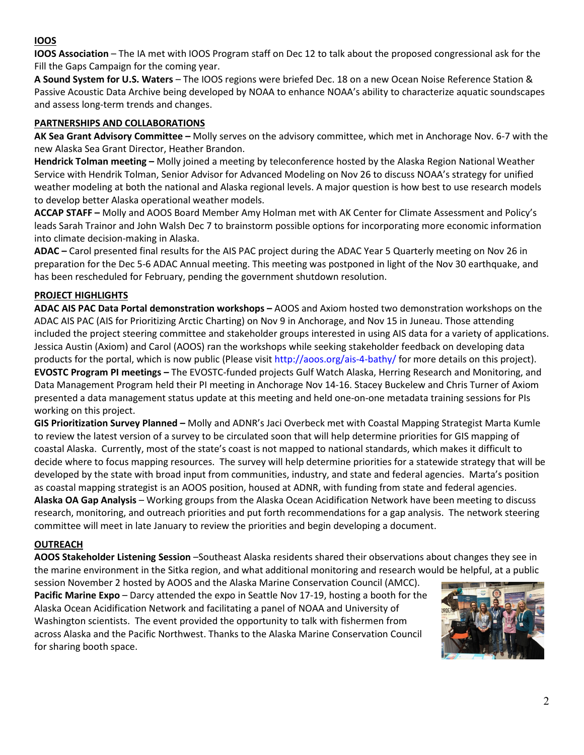## IOOS

**IOOS Association** – The IA met with IOOS Program staff on Dec 12 to talk about the proposed congressional ask for the Fill the Gaps Campaign for the coming year.

**A Sound System for U.S. Waters** – The IOOS regions were briefed Dec. 18 on a new Ocean Noise Reference Station & Passive Acoustic Data Archive being developed by NOAA to enhance NOAA's ability to characterize aquatic soundscapes and assess long-term trends and changes.

## PARTNERSHIPS AND COLLABORATIONS

**AK Sea Grant Advisory Committee –** Molly serves on the advisory committee, which met in Anchorage Nov. 6-7 with the new Alaska Sea Grant Director, Heather Brandon.

**Hendrick Tolman meeting –** Molly joined a meeting by teleconference hosted by the Alaska Region National Weather Service with Hendrik Tolman, Senior Advisor for Advanced Modeling on Nov 26 to discuss NOAA's strategy for unified weather modeling at both the national and Alaska regional levels. A major question is how best to use research models to develop better Alaska operational weather models.

**ACCAP STAFF –** Molly and AOOS Board Member Amy Holman met with AK Center for Climate Assessment and Policy's leads Sarah Trainor and John Walsh Dec 7 to brainstorm possible options for incorporating more economic information into climate decision-making in Alaska.

**ADAC –** Carol presented final results for the AIS PAC project during the ADAC Year 5 Quarterly meeting on Nov 26 in preparation for the Dec 5-6 ADAC Annual meeting. This meeting was postponed in light of the Nov 30 earthquake, and has been rescheduled for February, pending the government shutdown resolution.

## PROJECT HIGHLIGHTS

**ADAC AIS PAC Data Portal demonstration workshops –** AOOS and Axiom hosted two demonstration workshops on the ADAC AIS PAC (AIS for Prioritizing Arctic Charting) on Nov 9 in Anchorage, and Nov 15 in Juneau. Those attending included the project steering committee and stakeholder groups interested in using AIS data for a variety of applications. Jessica Austin (Axiom) and Carol (AOOS) ran the workshops while seeking stakeholder feedback on developing data products for the portal, which is now public (Please visit http://aoos.org/ais-4-bathy/ for more details on this project).

**EVOSTC Program PI meetings –** The EVOSTC-funded projects Gulf Watch Alaska, Herring Research and Monitoring, and Data Management Program held their PI meeting in Anchorage Nov 14-16. Stacey Buckelew and Chris Turner of Axiom presented a data management status update at this meeting and held one-on-one metadata training sessions for PIs working on this project.

**GIS Prioritization Survey Planned –** Molly and ADNR's Jaci Overbeck met with Coastal Mapping Strategist Marta Kumle to review the latest version of a survey to be circulated soon that will help determine priorities for GIS mapping of coastal Alaska. Currently, most of the state's coast is not mapped to national standards, which makes it difficult to decide where to focus mapping resources. The survey will help determine priorities for a statewide strategy that will be developed by the state with broad input from communities, industry, and state and federal agencies. Marta's position as coastal mapping strategist is an AOOS position, housed at ADNR, with funding from state and federal agencies.

**Alaska OA Gap Analysis** – Working groups from the Alaska Ocean Acidification Network have been meeting to discuss research, monitoring, and outreach priorities and put forth recommendations for a gap analysis. The network steering committee will meet in late January to review the priorities and begin developing a document.

## OUTREACH

**AOOS Stakeholder Listening Session** –Southeast Alaska residents shared their observations about changes they see in the marine environment in the Sitka region, and what additional monitoring and research would be helpful, at a public session November 2 hosted by AOOS and the Alaska Marine Conservation Council (AMCC).

**Pacific Marine Expo** – Darcy attended the expo in Seattle Nov 17-19, hosting a booth for the Alaska Ocean Acidification Network and facilitating a panel of NOAA and University of Washington scientists. The event provided the opportunity to talk with fishermen from across Alaska and the Pacific Northwest. Thanks to the Alaska Marine Conservation Council for sharing booth space.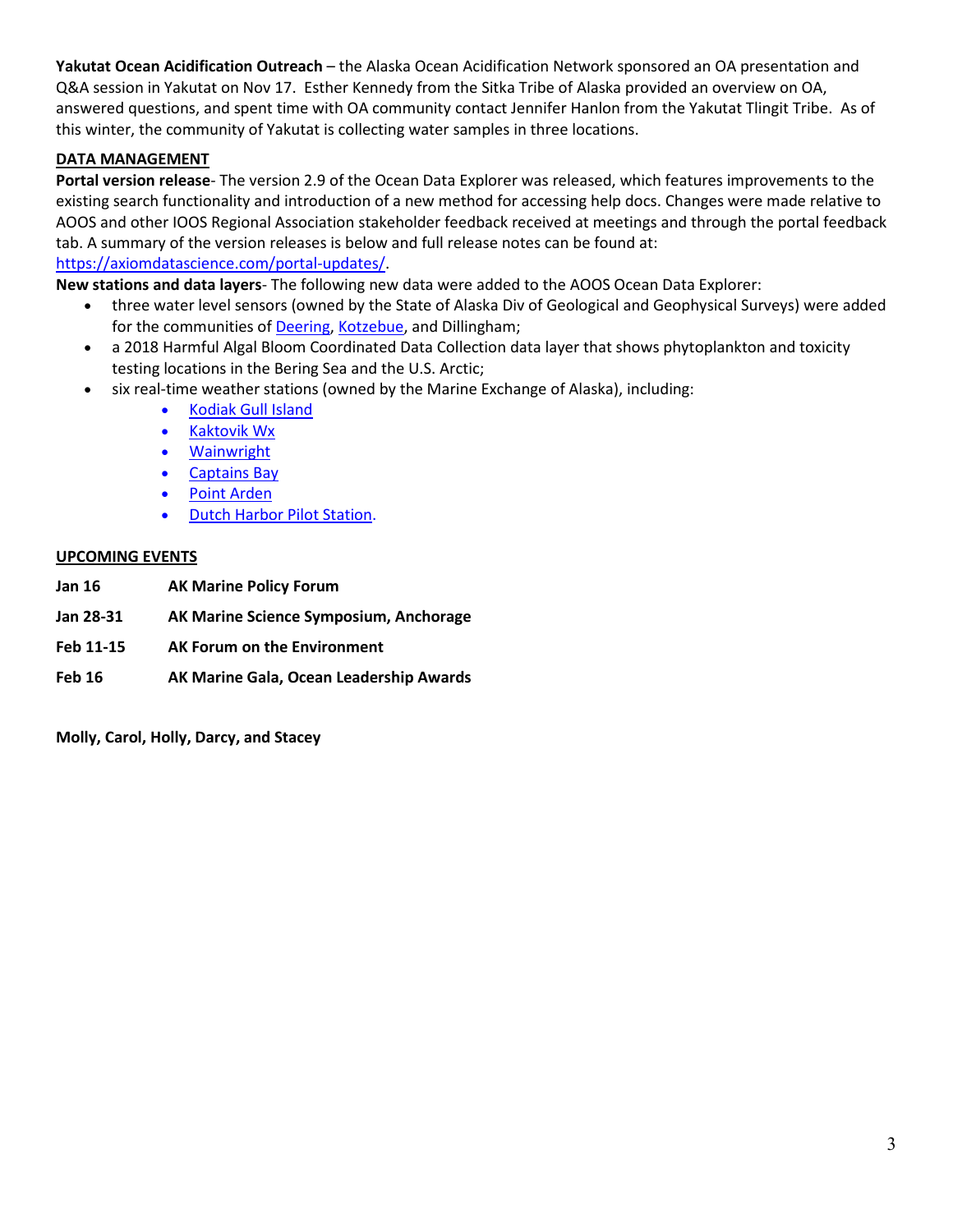**Yakutat Ocean Acidification Outreach** – the Alaska Ocean Acidification Network sponsored an OA presentation and Q&A session in Yakutat on Nov 17. Esther Kennedy from the Sitka Tribe of Alaska provided an overview on OA, answered questions, and spent time with OA community contact Jennifer Hanlon from the Yakutat Tlingit Tribe. As of this winter, the community of Yakutat is collecting water samples in three locations.

## DATA MANAGEMENT

**Portal version release**- The version 2.9 of the Ocean Data Explorer was released, which features improvements to the existing search functionality and introduction of a new method for accessing help docs. Changes were made relative to AOOS and other IOOS Regional Association stakeholder feedback received at meetings and through the portal feedback tab. A summary of the version releases is below and full release notes can be found at: https://axiomdatascience.com/portal-updates/.

**New stations and data layers**- The following new data were added to the AOOS Ocean Data Explorer:

- three water level sensors (owned by the State of Alaska Div of Geological and Geophysical Surveys) were added for the communities of Deering, Kotzebue, and Dillingham;
- a 2018 Harmful Algal Bloom Coordinated Data Collection data layer that shows phytoplankton and toxicity testing locations in the Bering Sea and the U.S. Arctic;
- six real-time weather stations (owned by the Marine Exchange of Alaska), including:
  - Kodiak Gull Island
  - Kaktovik Wx
  - Wainwright
  - Captains Bay
  - Point Arden
  - Dutch Harbor Pilot Station.

## UPCOMING EVENTS

| | |
|---|---|
| **Jan 16** | **AK Marine Policy Forum** |
| **Jan 28-31** | **AK Marine Science Symposium, Anchorage** |
| **Feb 11-15** | **AK Forum on the Environment** |
| **Feb 16** | **AK Marine Gala, Ocean Leadership Awards** |

**Molly, Carol, Holly, Darcy, and Stacey**